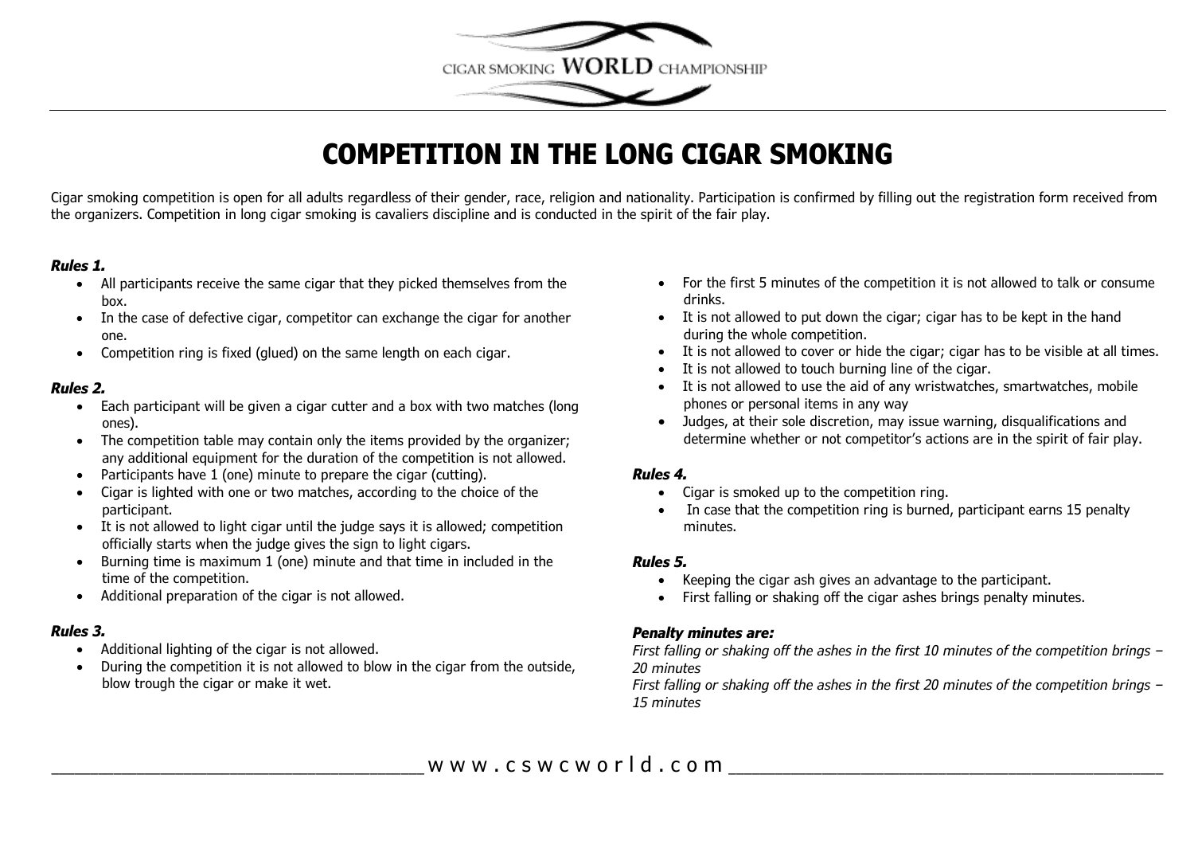CIGAR SMOKING **WORLD** CHAMPIONSHIP

# COMPETITION IN THE LONG CIGAR SMOKING

Cigar smoking competition is open for all adults regardless of their gender, race, religion and nationality. Participation is confirmed by filling out the registration form received from the organizers. Competition in long cigar smoking is cavaliers discipline and is conducted in the spirit of the fair play.

### *Rules 1.*

- All participants receive the same cigar that they picked themselves from the box.
- In the case of defective cigar, competitor can exchange the cigar for another one.
- Competition ring is fixed (glued) on the same length on each cigar.

### *Rules 2.*

- Each participant will be given a cigar cutter and a box with two matches (long ones).
- The competition table may contain only the items provided by the organizer; any additional equipment for the duration of the competition is not allowed.
- Participants have 1 (one) minute to prepare the cigar (cutting).
- Cigar is lighted with one or two matches, according to the choice of the participant.
- It is not allowed to light cigar until the judge says it is allowed; competition officially starts when the judge gives the sign to light cigars.
- Burning time is maximum 1 (one) minute and that time in included in the time of the competition.
- Additional preparation of the cigar is not allowed.

### *Rules 3.*

- Additional lighting of the cigar is not allowed.
- During the competition it is not allowed to blow in the cigar from the outside, blow trough the cigar or make it wet.
- For the first 5 minutes of the competition it is not allowed to talk or consume drinks.
- It is not allowed to put down the cigar; cigar has to be kept in the hand during the whole competition.
- It is not allowed to cover or hide the cigar; cigar has to be visible at all times.
- It is not allowed to touch burning line of the cigar.
- It is not allowed to use the aid of any wristwatches, smartwatches, mobile phones or personal items in any way
- Judges, at their sole discretion, may issue warning, disqualifications and determine whether or not competitor's actions are in the spirit of fair play.

### *Rules 4.*

- Cigar is smoked up to the competition ring.
- In case that the competition ring is burned, participant earns 15 penalty minutes.

### *Rules 5.*

- Keeping the cigar ash gives an advantage to the participant.
- First falling or shaking off the cigar ashes brings penalty minutes.

### *Penalty minutes are:*

*First falling or shaking off the ashes in the first 10 minutes of the competition brings – 20 minutes*
*First falling or shaking off the ashes in the first 20 minutes of the competition brings – 15 minutes*

www.cswcworld.com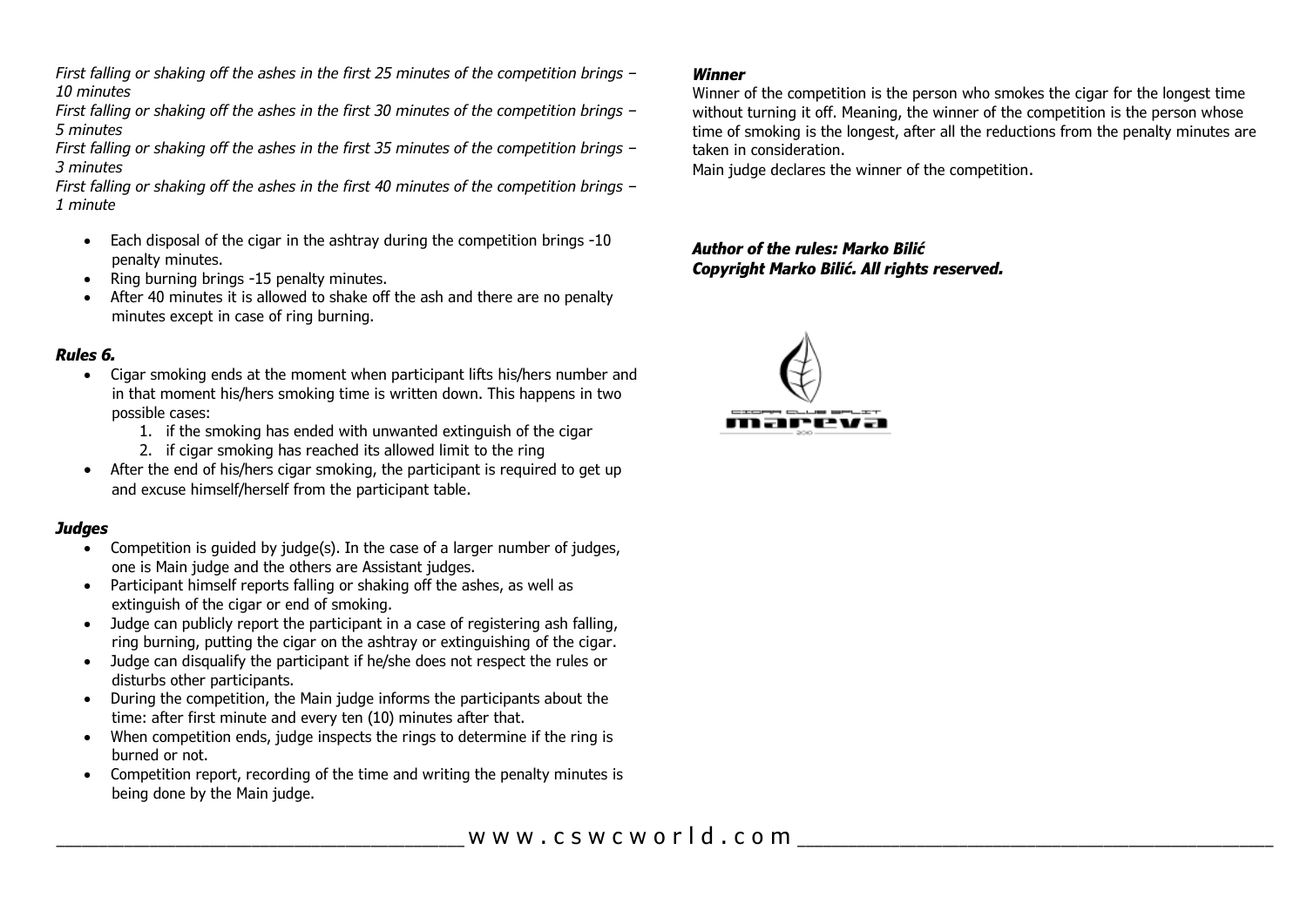*First falling or shaking off the ashes in the first 25 minutes of the competition brings – 10 minutes*

*First falling or shaking off the ashes in the first 30 minutes of the competition brings – 5 minutes*

*First falling or shaking off the ashes in the first 35 minutes of the competition brings – 3 minutes*

*First falling or shaking off the ashes in the first 40 minutes of the competition brings – 1 minute*

- Each disposal of the cigar in the ashtray during the competition brings -10 penalty minutes.
- Ring burning brings -15 penalty minutes.
- After 40 minutes it is allowed to shake off the ash and there are no penalty minutes except in case of ring burning.

### *Rules 6.*

- Cigar smoking ends at the moment when participant lifts his/hers number and in that moment his/hers smoking time is written down. This happens in two possible cases:
    1. if the smoking has ended with unwanted extinguish of the cigar
    2. if cigar smoking has reached its allowed limit to the ring
- After the end of his/hers cigar smoking, the participant is required to get up and excuse himself/herself from the participant table.

### *Judges*

- Competition is guided by judge(s). In the case of a larger number of judges, one is Main judge and the others are Assistant judges.
- Participant himself reports falling or shaking off the ashes, as well as extinguish of the cigar or end of smoking.
- Judge can publicly report the participant in a case of registering ash falling, ring burning, putting the cigar on the ashtray or extinguishing of the cigar.
- Judge can disqualify the participant if he/she does not respect the rules or disturbs other participants.
- During the competition, the Main judge informs the participants about the time: after first minute and every ten (10) minutes after that.
- When competition ends, judge inspects the rings to determine if the ring is burned or not.
- Competition report, recording of the time and writing the penalty minutes is being done by the Main judge.

### *Winner*

Winner of the competition is the person who smokes the cigar for the longest time without turning it off. Meaning, the winner of the competition is the person whose time of smoking is the longest, after all the reductions from the penalty minutes are taken in consideration.

Main judge declares the winner of the competition.

***Author of the rules: Marko Bilić***
***Copyright Marko Bilić. All rights reserved.***

CIGAR CLUB SPLIT
mareva
2010